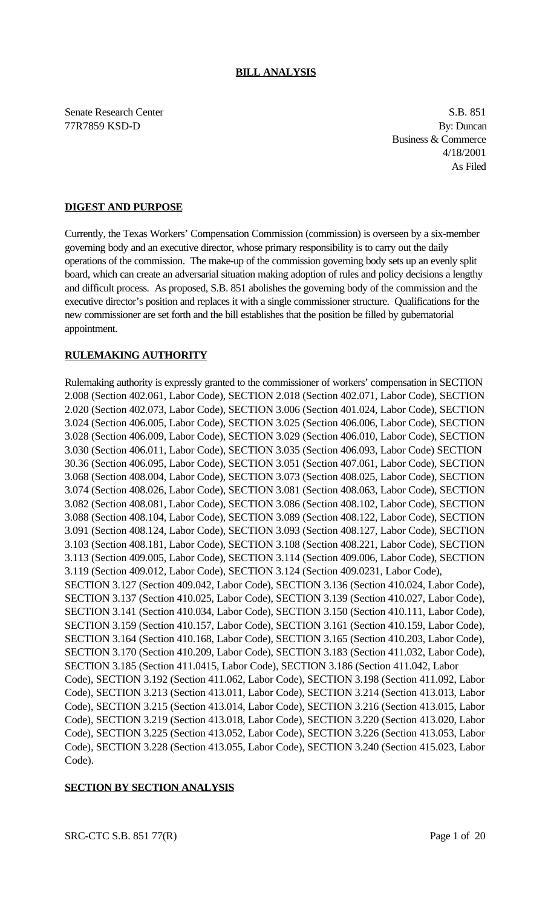**BILL ANALYSIS**

Senate Research Center S.B. 851
77R7859 KSD-D By: Duncan
Business & Commerce
4/18/2001
As Filed

**DIGEST AND PURPOSE**

Currently, the Texas Workers' Compensation Commission (commission) is overseen by a six-member governing body and an executive director, whose primary responsibility is to carry out the daily operations of the commission. The make-up of the commission governing body sets up an evenly split board, which can create an adversarial situation making adoption of rules and policy decisions a lengthy and difficult process. As proposed, S.B. 851 abolishes the governing body of the commission and the executive director's position and replaces it with a single commissioner structure. Qualifications for the new commissioner are set forth and the bill establishes that the position be filled by gubernatorial appointment.

**RULEMAKING AUTHORITY**

Rulemaking authority is expressly granted to the commissioner of workers' compensation in SECTION 2.008 (Section 402.061, Labor Code), SECTION 2.018 (Section 402.071, Labor Code), SECTION 2.020 (Section 402.073, Labor Code), SECTION 3.006 (Section 401.024, Labor Code), SECTION 3.024 (Section 406.005, Labor Code), SECTION 3.025 (Section 406.006, Labor Code), SECTION 3.028 (Section 406.009, Labor Code), SECTION 3.029 (Section 406.010, Labor Code), SECTION 3.030 (Section 406.011, Labor Code), SECTION 3.035 (Section 406.093, Labor Code) SECTION 30.36 (Section 406.095, Labor Code), SECTION 3.051 (Section 407.061, Labor Code), SECTION 3.068 (Section 408.004, Labor Code), SECTION 3.073 (Section 408.025, Labor Code), SECTION 3.074 (Section 408.026, Labor Code), SECTION 3.081 (Section 408.063, Labor Code), SECTION 3.082 (Section 408.081, Labor Code), SECTION 3.086 (Section 408.102, Labor Code), SECTION 3.088 (Section 408.104, Labor Code), SECTION 3.089 (Section 408.122, Labor Code), SECTION 3.091 (Section 408.124, Labor Code), SECTION 3.093 (Section 408.127, Labor Code), SECTION 3.103 (Section 408.181, Labor Code), SECTION 3.108 (Section 408.221, Labor Code), SECTION 3.113 (Section 409.005, Labor Code), SECTION 3.114 (Section 409.006, Labor Code), SECTION 3.119 (Section 409.012, Labor Code), SECTION 3.124 (Section 409.0231, Labor Code), SECTION 3.127 (Section 409.042, Labor Code), SECTION 3.136 (Section 410.024, Labor Code), SECTION 3.137 (Section 410.025, Labor Code), SECTION 3.139 (Section 410.027, Labor Code), SECTION 3.141 (Section 410.034, Labor Code), SECTION 3.150 (Section 410.111, Labor Code), SECTION 3.159 (Section 410.157, Labor Code), SECTION 3.161 (Section 410.159, Labor Code), SECTION 3.164 (Section 410.168, Labor Code), SECTION 3.165 (Section 410.203, Labor Code), SECTION 3.170 (Section 410.209, Labor Code), SECTION 3.183 (Section 411.032, Labor Code), SECTION 3.185 (Section 411.0415, Labor Code), SECTION 3.186 (Section 411.042, Labor Code), SECTION 3.192 (Section 411.062, Labor Code), SECTION 3.198 (Section 411.092, Labor Code), SECTION 3.213 (Section 413.011, Labor Code), SECTION 3.214 (Section 413.013, Labor Code), SECTION 3.215 (Section 413.014, Labor Code), SECTION 3.216 (Section 413.015, Labor Code), SECTION 3.219 (Section 413.018, Labor Code), SECTION 3.220 (Section 413.020, Labor Code), SECTION 3.225 (Section 413.052, Labor Code), SECTION 3.226 (Section 413.053, Labor Code), SECTION 3.228 (Section 413.055, Labor Code), SECTION 3.240 (Section 415.023, Labor Code).

**SECTION BY SECTION ANALYSIS**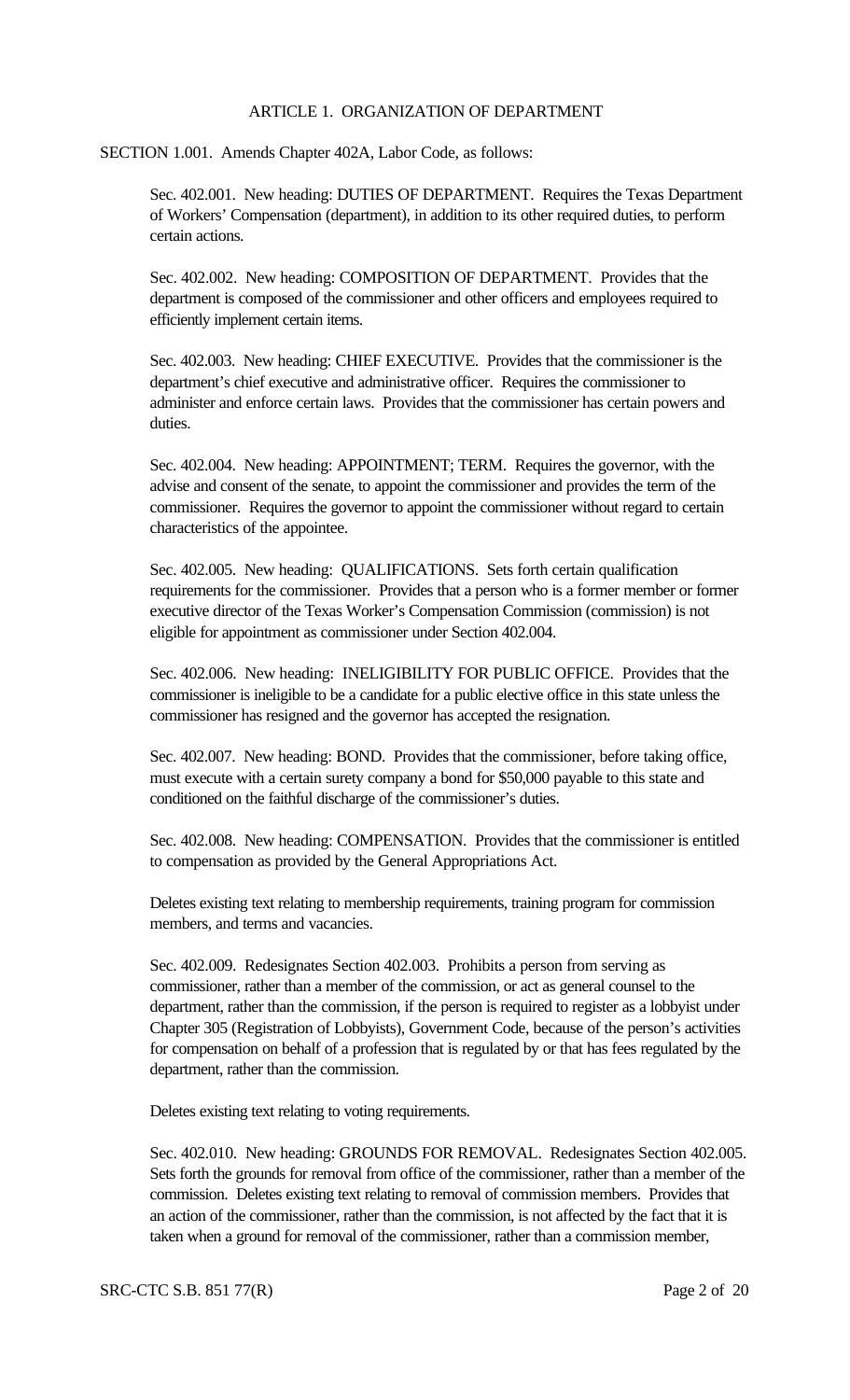ARTICLE 1. ORGANIZATION OF DEPARTMENT

SECTION 1.001. Amends Chapter 402A, Labor Code, as follows:

Sec. 402.001. New heading: DUTIES OF DEPARTMENT. Requires the Texas Department of Workers' Compensation (department), in addition to its other required duties, to perform certain actions.

Sec. 402.002. New heading: COMPOSITION OF DEPARTMENT. Provides that the department is composed of the commissioner and other officers and employees required to efficiently implement certain items.

Sec. 402.003. New heading: CHIEF EXECUTIVE. Provides that the commissioner is the department's chief executive and administrative officer. Requires the commissioner to administer and enforce certain laws. Provides that the commissioner has certain powers and duties.

Sec. 402.004. New heading: APPOINTMENT; TERM. Requires the governor, with the advise and consent of the senate, to appoint the commissioner and provides the term of the commissioner. Requires the governor to appoint the commissioner without regard to certain characteristics of the appointee.

Sec. 402.005. New heading: QUALIFICATIONS. Sets forth certain qualification requirements for the commissioner. Provides that a person who is a former member or former executive director of the Texas Worker's Compensation Commission (commission) is not eligible for appointment as commissioner under Section 402.004.

Sec. 402.006. New heading: INELIGIBILITY FOR PUBLIC OFFICE. Provides that the commissioner is ineligible to be a candidate for a public elective office in this state unless the commissioner has resigned and the governor has accepted the resignation.

Sec. 402.007. New heading: BOND. Provides that the commissioner, before taking office, must execute with a certain surety company a bond for $50,000 payable to this state and conditioned on the faithful discharge of the commissioner's duties.

Sec. 402.008. New heading: COMPENSATION. Provides that the commissioner is entitled to compensation as provided by the General Appropriations Act.

Deletes existing text relating to membership requirements, training program for commission members, and terms and vacancies.

Sec. 402.009. Redesignates Section 402.003. Prohibits a person from serving as commissioner, rather than a member of the commission, or act as general counsel to the department, rather than the commission, if the person is required to register as a lobbyist under Chapter 305 (Registration of Lobbyists), Government Code, because of the person's activities for compensation on behalf of a profession that is regulated by or that has fees regulated by the department, rather than the commission.

Deletes existing text relating to voting requirements.

Sec. 402.010. New heading: GROUNDS FOR REMOVAL. Redesignates Section 402.005. Sets forth the grounds for removal from office of the commissioner, rather than a member of the commission. Deletes existing text relating to removal of commission members. Provides that an action of the commissioner, rather than the commission, is not affected by the fact that it is taken when a ground for removal of the commissioner, rather than a commission member,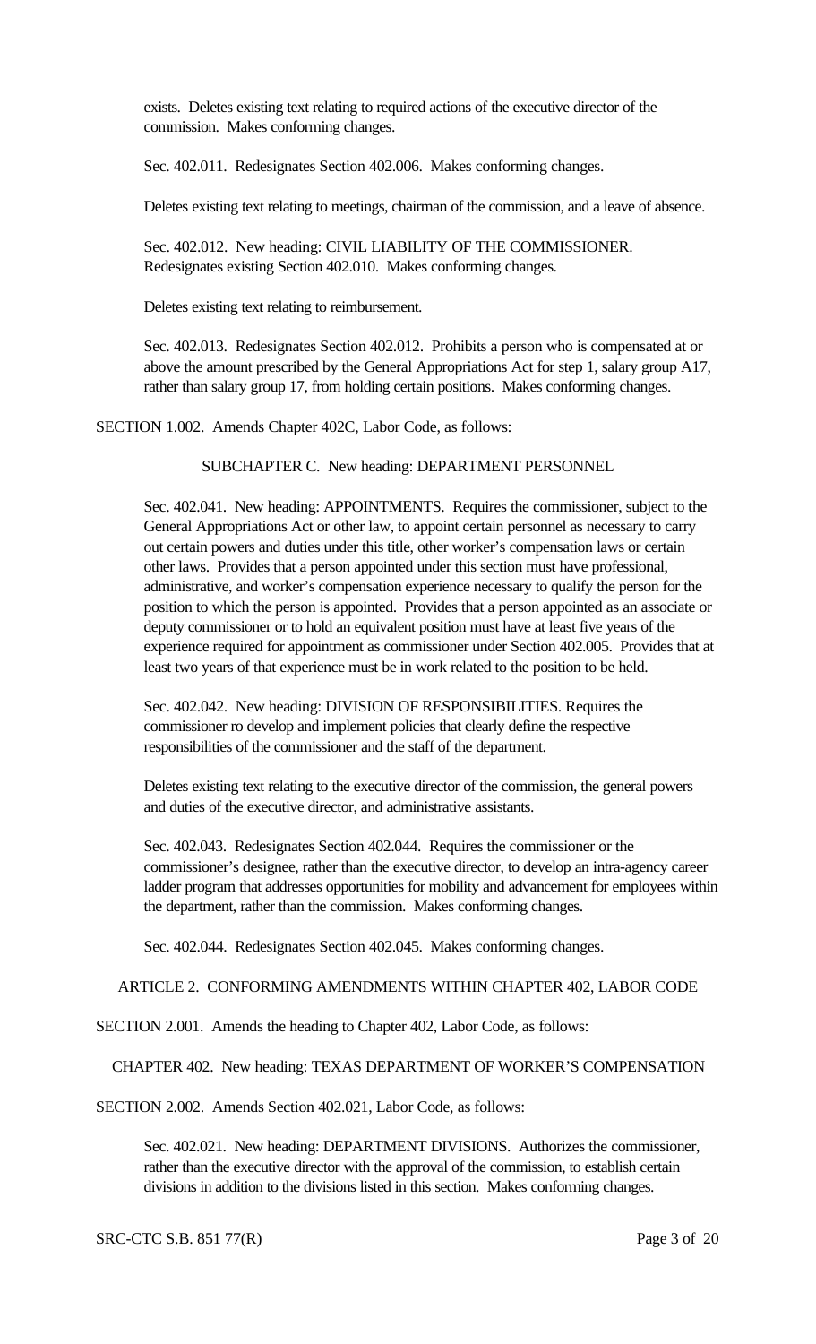exists. Deletes existing text relating to required actions of the executive director of the commission. Makes conforming changes.

Sec. 402.011. Redesignates Section 402.006. Makes conforming changes.

Deletes existing text relating to meetings, chairman of the commission, and a leave of absence.

Sec. 402.012. New heading: CIVIL LIABILITY OF THE COMMISSIONER. Redesignates existing Section 402.010. Makes conforming changes.

Deletes existing text relating to reimbursement.

Sec. 402.013. Redesignates Section 402.012. Prohibits a person who is compensated at or above the amount prescribed by the General Appropriations Act for step 1, salary group A17, rather than salary group 17, from holding certain positions. Makes conforming changes.

SECTION 1.002. Amends Chapter 402C, Labor Code, as follows:

SUBCHAPTER C. New heading: DEPARTMENT PERSONNEL

Sec. 402.041. New heading: APPOINTMENTS. Requires the commissioner, subject to the General Appropriations Act or other law, to appoint certain personnel as necessary to carry out certain powers and duties under this title, other worker's compensation laws or certain other laws. Provides that a person appointed under this section must have professional, administrative, and worker's compensation experience necessary to qualify the person for the position to which the person is appointed. Provides that a person appointed as an associate or deputy commissioner or to hold an equivalent position must have at least five years of the experience required for appointment as commissioner under Section 402.005. Provides that at least two years of that experience must be in work related to the position to be held.

Sec. 402.042. New heading: DIVISION OF RESPONSIBILITIES. Requires the commissioner ro develop and implement policies that clearly define the respective responsibilities of the commissioner and the staff of the department.

Deletes existing text relating to the executive director of the commission, the general powers and duties of the executive director, and administrative assistants.

Sec. 402.043. Redesignates Section 402.044. Requires the commissioner or the commissioner's designee, rather than the executive director, to develop an intra-agency career ladder program that addresses opportunities for mobility and advancement for employees within the department, rather than the commission. Makes conforming changes.

Sec. 402.044. Redesignates Section 402.045. Makes conforming changes.

ARTICLE 2. CONFORMING AMENDMENTS WITHIN CHAPTER 402, LABOR CODE

SECTION 2.001. Amends the heading to Chapter 402, Labor Code, as follows:

CHAPTER 402. New heading: TEXAS DEPARTMENT OF WORKER'S COMPENSATION

SECTION 2.002. Amends Section 402.021, Labor Code, as follows:

Sec. 402.021. New heading: DEPARTMENT DIVISIONS. Authorizes the commissioner, rather than the executive director with the approval of the commission, to establish certain divisions in addition to the divisions listed in this section. Makes conforming changes.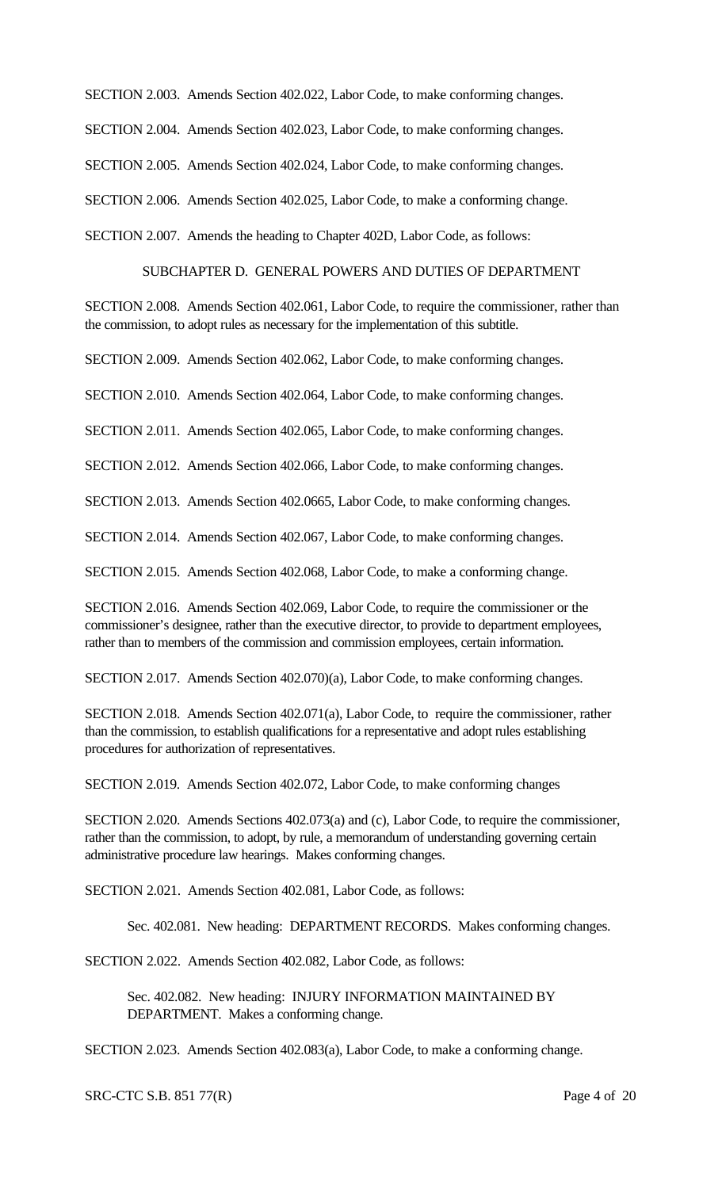SECTION 2.003. Amends Section 402.022, Labor Code, to make conforming changes.

SECTION 2.004. Amends Section 402.023, Labor Code, to make conforming changes.

SECTION 2.005. Amends Section 402.024, Labor Code, to make conforming changes.

SECTION 2.006. Amends Section 402.025, Labor Code, to make a conforming change.

SECTION 2.007. Amends the heading to Chapter 402D, Labor Code, as follows:

SUBCHAPTER D. GENERAL POWERS AND DUTIES OF DEPARTMENT

SECTION 2.008. Amends Section 402.061, Labor Code, to require the commissioner, rather than the commission, to adopt rules as necessary for the implementation of this subtitle.

SECTION 2.009. Amends Section 402.062, Labor Code, to make conforming changes.

SECTION 2.010. Amends Section 402.064, Labor Code, to make conforming changes.

SECTION 2.011. Amends Section 402.065, Labor Code, to make conforming changes.

SECTION 2.012. Amends Section 402.066, Labor Code, to make conforming changes.

SECTION 2.013. Amends Section 402.0665, Labor Code, to make conforming changes.

SECTION 2.014. Amends Section 402.067, Labor Code, to make conforming changes.

SECTION 2.015. Amends Section 402.068, Labor Code, to make a conforming change.

SECTION 2.016. Amends Section 402.069, Labor Code, to require the commissioner or the commissioner's designee, rather than the executive director, to provide to department employees, rather than to members of the commission and commission employees, certain information.

SECTION 2.017. Amends Section 402.070)(a), Labor Code, to make conforming changes.

SECTION 2.018. Amends Section 402.071(a), Labor Code, to require the commissioner, rather than the commission, to establish qualifications for a representative and adopt rules establishing procedures for authorization of representatives.

SECTION 2.019. Amends Section 402.072, Labor Code, to make conforming changes

SECTION 2.020. Amends Sections 402.073(a) and (c), Labor Code, to require the commissioner, rather than the commission, to adopt, by rule, a memorandum of understanding governing certain administrative procedure law hearings. Makes conforming changes.

SECTION 2.021. Amends Section 402.081, Labor Code, as follows:

Sec. 402.081. New heading: DEPARTMENT RECORDS. Makes conforming changes.

SECTION 2.022. Amends Section 402.082, Labor Code, as follows:

Sec. 402.082. New heading: INJURY INFORMATION MAINTAINED BY DEPARTMENT. Makes a conforming change.

SECTION 2.023. Amends Section 402.083(a), Labor Code, to make a conforming change.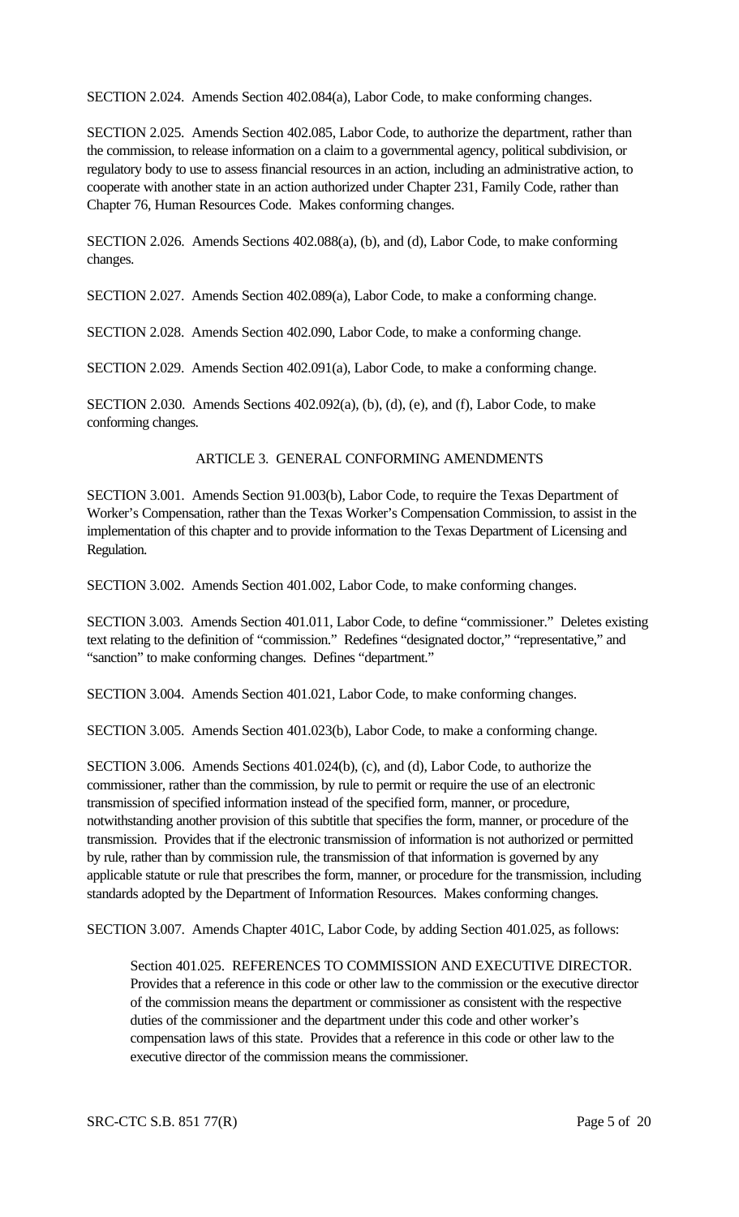SECTION 2.024. Amends Section 402.084(a), Labor Code, to make conforming changes.

SECTION 2.025. Amends Section 402.085, Labor Code, to authorize the department, rather than the commission, to release information on a claim to a governmental agency, political subdivision, or regulatory body to use to assess financial resources in an action, including an administrative action, to cooperate with another state in an action authorized under Chapter 231, Family Code, rather than Chapter 76, Human Resources Code. Makes conforming changes.

SECTION 2.026. Amends Sections 402.088(a), (b), and (d), Labor Code, to make conforming changes.

SECTION 2.027. Amends Section 402.089(a), Labor Code, to make a conforming change.

SECTION 2.028. Amends Section 402.090, Labor Code, to make a conforming change.

SECTION 2.029. Amends Section 402.091(a), Labor Code, to make a conforming change.

SECTION 2.030. Amends Sections 402.092(a), (b), (d), (e), and (f), Labor Code, to make conforming changes.

## ARTICLE 3. GENERAL CONFORMING AMENDMENTS

SECTION 3.001. Amends Section 91.003(b), Labor Code, to require the Texas Department of Worker's Compensation, rather than the Texas Worker's Compensation Commission, to assist in the implementation of this chapter and to provide information to the Texas Department of Licensing and Regulation.

SECTION 3.002. Amends Section 401.002, Labor Code, to make conforming changes.

SECTION 3.003. Amends Section 401.011, Labor Code, to define "commissioner." Deletes existing text relating to the definition of "commission." Redefines "designated doctor," "representative," and "sanction" to make conforming changes. Defines "department."

SECTION 3.004. Amends Section 401.021, Labor Code, to make conforming changes.

SECTION 3.005. Amends Section 401.023(b), Labor Code, to make a conforming change.

SECTION 3.006. Amends Sections 401.024(b), (c), and (d), Labor Code, to authorize the commissioner, rather than the commission, by rule to permit or require the use of an electronic transmission of specified information instead of the specified form, manner, or procedure, notwithstanding another provision of this subtitle that specifies the form, manner, or procedure of the transmission. Provides that if the electronic transmission of information is not authorized or permitted by rule, rather than by commission rule, the transmission of that information is governed by any applicable statute or rule that prescribes the form, manner, or procedure for the transmission, including standards adopted by the Department of Information Resources. Makes conforming changes.

SECTION 3.007. Amends Chapter 401C, Labor Code, by adding Section 401.025, as follows:

> Section 401.025. REFERENCES TO COMMISSION AND EXECUTIVE DIRECTOR. Provides that a reference in this code or other law to the commission or the executive director of the commission means the department or commissioner as consistent with the respective duties of the commissioner and the department under this code and other worker's compensation laws of this state. Provides that a reference in this code or other law to the executive director of the commission means the commissioner.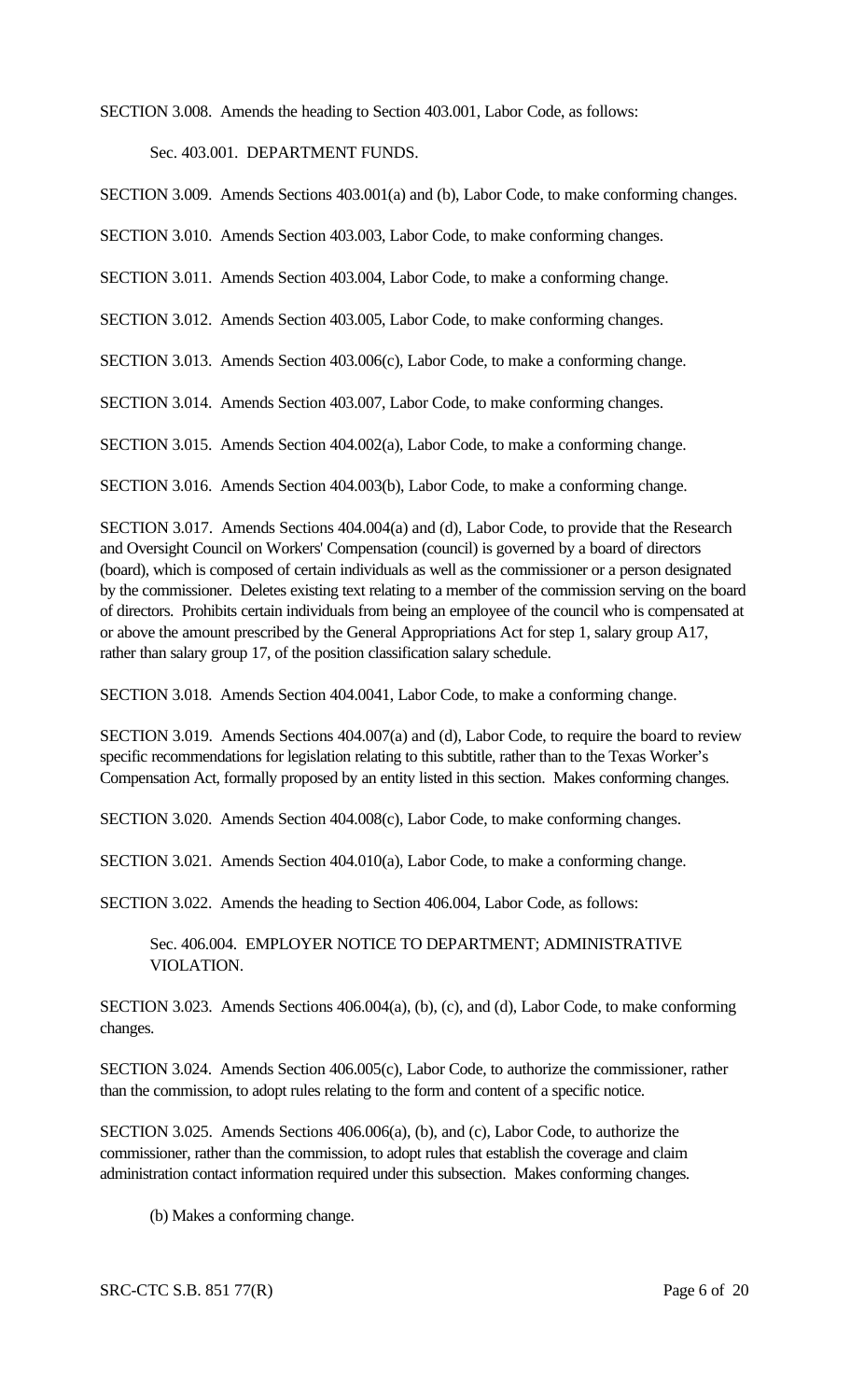SECTION 3.008. Amends the heading to Section 403.001, Labor Code, as follows:

Sec. 403.001. DEPARTMENT FUNDS.

SECTION 3.009. Amends Sections 403.001(a) and (b), Labor Code, to make conforming changes.

SECTION 3.010. Amends Section 403.003, Labor Code, to make conforming changes.

SECTION 3.011. Amends Section 403.004, Labor Code, to make a conforming change.

SECTION 3.012. Amends Section 403.005, Labor Code, to make conforming changes.

SECTION 3.013. Amends Section 403.006(c), Labor Code, to make a conforming change.

SECTION 3.014. Amends Section 403.007, Labor Code, to make conforming changes.

SECTION 3.015. Amends Section 404.002(a), Labor Code, to make a conforming change.

SECTION 3.016. Amends Section 404.003(b), Labor Code, to make a conforming change.

SECTION 3.017. Amends Sections 404.004(a) and (d), Labor Code, to provide that the Research and Oversight Council on Workers' Compensation (council) is governed by a board of directors (board), which is composed of certain individuals as well as the commissioner or a person designated by the commissioner. Deletes existing text relating to a member of the commission serving on the board of directors. Prohibits certain individuals from being an employee of the council who is compensated at or above the amount prescribed by the General Appropriations Act for step 1, salary group A17, rather than salary group 17, of the position classification salary schedule.

SECTION 3.018. Amends Section 404.0041, Labor Code, to make a conforming change.

SECTION 3.019. Amends Sections 404.007(a) and (d), Labor Code, to require the board to review specific recommendations for legislation relating to this subtitle, rather than to the Texas Worker's Compensation Act, formally proposed by an entity listed in this section. Makes conforming changes.

SECTION 3.020. Amends Section 404.008(c), Labor Code, to make conforming changes.

SECTION 3.021. Amends Section 404.010(a), Labor Code, to make a conforming change.

SECTION 3.022. Amends the heading to Section 406.004, Labor Code, as follows:

Sec. 406.004. EMPLOYER NOTICE TO DEPARTMENT; ADMINISTRATIVE VIOLATION.

SECTION 3.023. Amends Sections 406.004(a), (b), (c), and (d), Labor Code, to make conforming changes.

SECTION 3.024. Amends Section 406.005(c), Labor Code, to authorize the commissioner, rather than the commission, to adopt rules relating to the form and content of a specific notice.

SECTION 3.025. Amends Sections 406.006(a), (b), and (c), Labor Code, to authorize the commissioner, rather than the commission, to adopt rules that establish the coverage and claim administration contact information required under this subsection. Makes conforming changes.

(b) Makes a conforming change.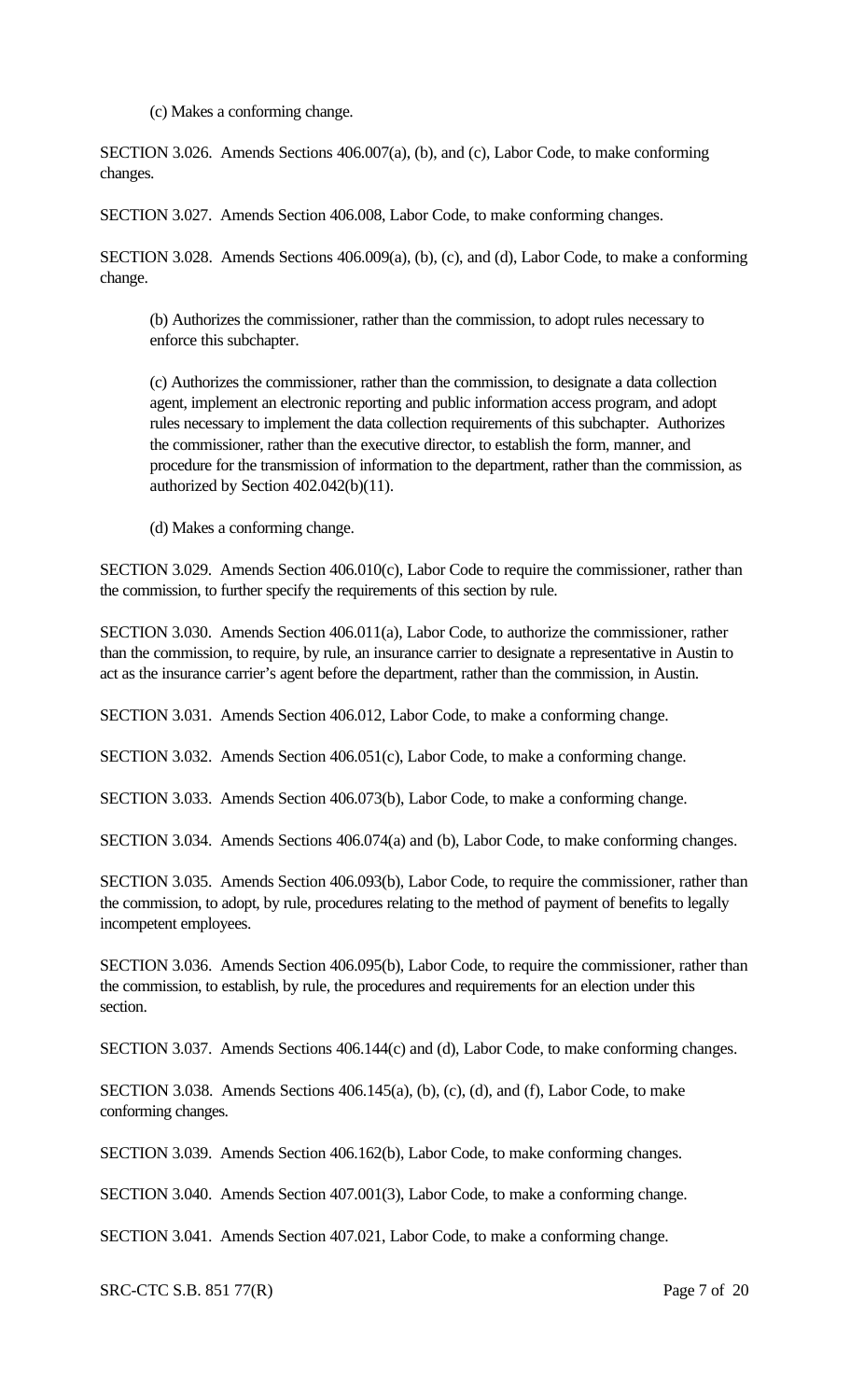(c) Makes a conforming change.

SECTION 3.026. Amends Sections 406.007(a), (b), and (c), Labor Code, to make conforming changes.

SECTION 3.027. Amends Section 406.008, Labor Code, to make conforming changes.

SECTION 3.028. Amends Sections 406.009(a), (b), (c), and (d), Labor Code, to make a conforming change.

(b) Authorizes the commissioner, rather than the commission, to adopt rules necessary to enforce this subchapter.

(c) Authorizes the commissioner, rather than the commission, to designate a data collection agent, implement an electronic reporting and public information access program, and adopt rules necessary to implement the data collection requirements of this subchapter. Authorizes the commissioner, rather than the executive director, to establish the form, manner, and procedure for the transmission of information to the department, rather than the commission, as authorized by Section 402.042(b)(11).

(d) Makes a conforming change.

SECTION 3.029. Amends Section 406.010(c), Labor Code to require the commissioner, rather than the commission, to further specify the requirements of this section by rule.

SECTION 3.030. Amends Section 406.011(a), Labor Code, to authorize the commissioner, rather than the commission, to require, by rule, an insurance carrier to designate a representative in Austin to act as the insurance carrier's agent before the department, rather than the commission, in Austin.

SECTION 3.031. Amends Section 406.012, Labor Code, to make a conforming change.

SECTION 3.032. Amends Section 406.051(c), Labor Code, to make a conforming change.

SECTION 3.033. Amends Section 406.073(b), Labor Code, to make a conforming change.

SECTION 3.034. Amends Sections 406.074(a) and (b), Labor Code, to make conforming changes.

SECTION 3.035. Amends Section 406.093(b), Labor Code, to require the commissioner, rather than the commission, to adopt, by rule, procedures relating to the method of payment of benefits to legally incompetent employees.

SECTION 3.036. Amends Section 406.095(b), Labor Code, to require the commissioner, rather than the commission, to establish, by rule, the procedures and requirements for an election under this section.

SECTION 3.037. Amends Sections 406.144(c) and (d), Labor Code, to make conforming changes.

SECTION 3.038. Amends Sections 406.145(a), (b), (c), (d), and (f), Labor Code, to make conforming changes.

SECTION 3.039. Amends Section 406.162(b), Labor Code, to make conforming changes.

SECTION 3.040. Amends Section 407.001(3), Labor Code, to make a conforming change.

SECTION 3.041. Amends Section 407.021, Labor Code, to make a conforming change.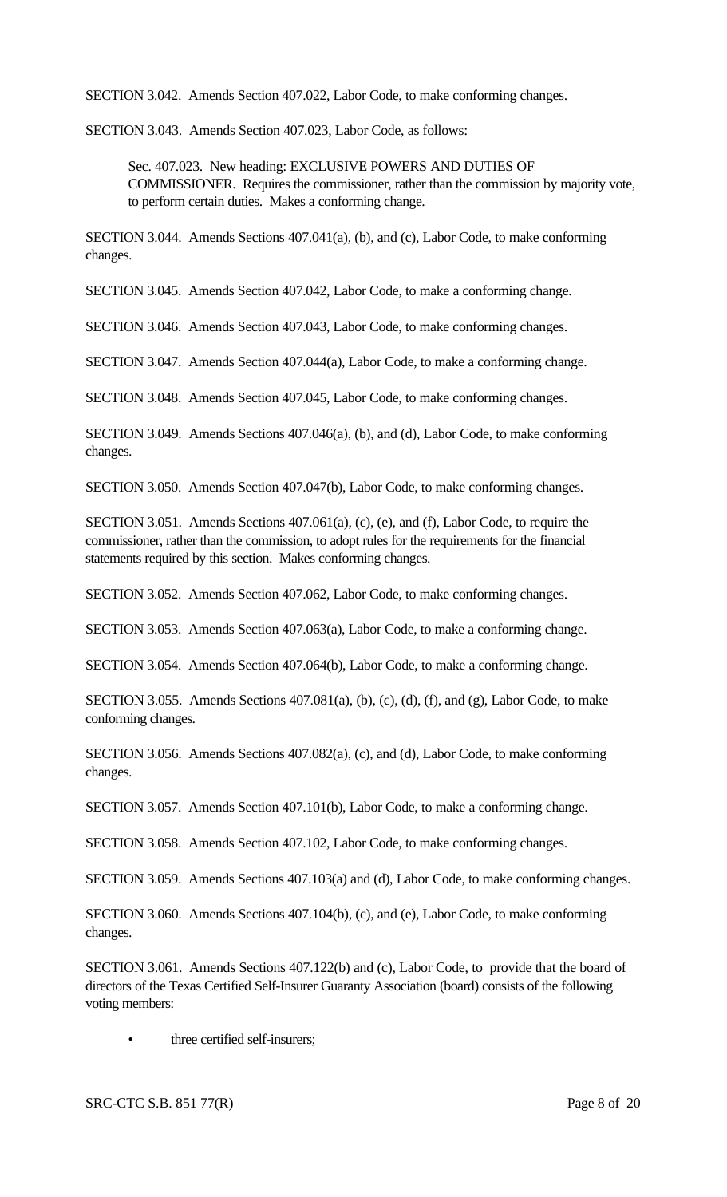SECTION 3.042. Amends Section 407.022, Labor Code, to make conforming changes.

SECTION 3.043. Amends Section 407.023, Labor Code, as follows:

> Sec. 407.023. New heading: EXCLUSIVE POWERS AND DUTIES OF COMMISSIONER. Requires the commissioner, rather than the commission by majority vote, to perform certain duties. Makes a conforming change.

SECTION 3.044. Amends Sections 407.041(a), (b), and (c), Labor Code, to make conforming changes.

SECTION 3.045. Amends Section 407.042, Labor Code, to make a conforming change.

SECTION 3.046. Amends Section 407.043, Labor Code, to make conforming changes.

SECTION 3.047. Amends Section 407.044(a), Labor Code, to make a conforming change.

SECTION 3.048. Amends Section 407.045, Labor Code, to make conforming changes.

SECTION 3.049. Amends Sections 407.046(a), (b), and (d), Labor Code, to make conforming changes.

SECTION 3.050. Amends Section 407.047(b), Labor Code, to make conforming changes.

SECTION 3.051. Amends Sections 407.061(a), (c), (e), and (f), Labor Code, to require the commissioner, rather than the commission, to adopt rules for the requirements for the financial statements required by this section. Makes conforming changes.

SECTION 3.052. Amends Section 407.062, Labor Code, to make conforming changes.

SECTION 3.053. Amends Section 407.063(a), Labor Code, to make a conforming change.

SECTION 3.054. Amends Section 407.064(b), Labor Code, to make a conforming change.

SECTION 3.055. Amends Sections 407.081(a), (b), (c), (d), (f), and (g), Labor Code, to make conforming changes.

SECTION 3.056. Amends Sections 407.082(a), (c), and (d), Labor Code, to make conforming changes.

SECTION 3.057. Amends Section 407.101(b), Labor Code, to make a conforming change.

SECTION 3.058. Amends Section 407.102, Labor Code, to make conforming changes.

SECTION 3.059. Amends Sections 407.103(a) and (d), Labor Code, to make conforming changes.

SECTION 3.060. Amends Sections 407.104(b), (c), and (e), Labor Code, to make conforming changes.

SECTION 3.061. Amends Sections 407.122(b) and (c), Labor Code, to provide that the board of directors of the Texas Certified Self-Insurer Guaranty Association (board) consists of the following voting members:

- three certified self-insurers;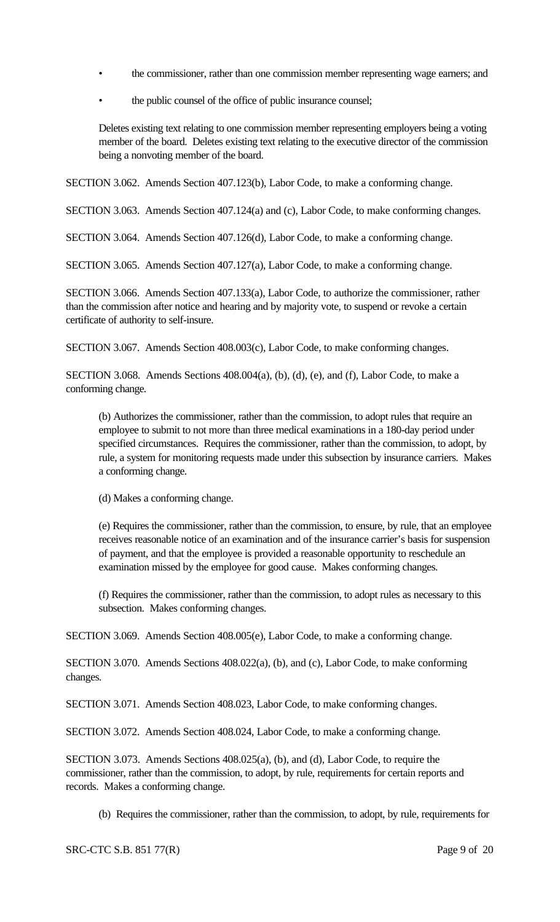- the commissioner, rather than one commission member representing wage earners; and
- the public counsel of the office of public insurance counsel;

Deletes existing text relating to one commission member representing employers being a voting member of the board. Deletes existing text relating to the executive director of the commission being a nonvoting member of the board.

SECTION 3.062. Amends Section 407.123(b), Labor Code, to make a conforming change.

SECTION 3.063. Amends Section 407.124(a) and (c), Labor Code, to make conforming changes.

SECTION 3.064. Amends Section 407.126(d), Labor Code, to make a conforming change.

SECTION 3.065. Amends Section 407.127(a), Labor Code, to make a conforming change.

SECTION 3.066. Amends Section 407.133(a), Labor Code, to authorize the commissioner, rather than the commission after notice and hearing and by majority vote, to suspend or revoke a certain certificate of authority to self-insure.

SECTION 3.067. Amends Section 408.003(c), Labor Code, to make conforming changes.

SECTION 3.068. Amends Sections 408.004(a), (b), (d), (e), and (f), Labor Code, to make a conforming change.

(b) Authorizes the commissioner, rather than the commission, to adopt rules that require an employee to submit to not more than three medical examinations in a 180-day period under specified circumstances. Requires the commissioner, rather than the commission, to adopt, by rule, a system for monitoring requests made under this subsection by insurance carriers. Makes a conforming change.

(d) Makes a conforming change.

(e) Requires the commissioner, rather than the commission, to ensure, by rule, that an employee receives reasonable notice of an examination and of the insurance carrier's basis for suspension of payment, and that the employee is provided a reasonable opportunity to reschedule an examination missed by the employee for good cause. Makes conforming changes.

(f) Requires the commissioner, rather than the commission, to adopt rules as necessary to this subsection. Makes conforming changes.

SECTION 3.069. Amends Section 408.005(e), Labor Code, to make a conforming change.

SECTION 3.070. Amends Sections 408.022(a), (b), and (c), Labor Code, to make conforming changes.

SECTION 3.071. Amends Section 408.023, Labor Code, to make conforming changes.

SECTION 3.072. Amends Section 408.024, Labor Code, to make a conforming change.

SECTION 3.073. Amends Sections 408.025(a), (b), and (d), Labor Code, to require the commissioner, rather than the commission, to adopt, by rule, requirements for certain reports and records. Makes a conforming change.

(b) Requires the commissioner, rather than the commission, to adopt, by rule, requirements for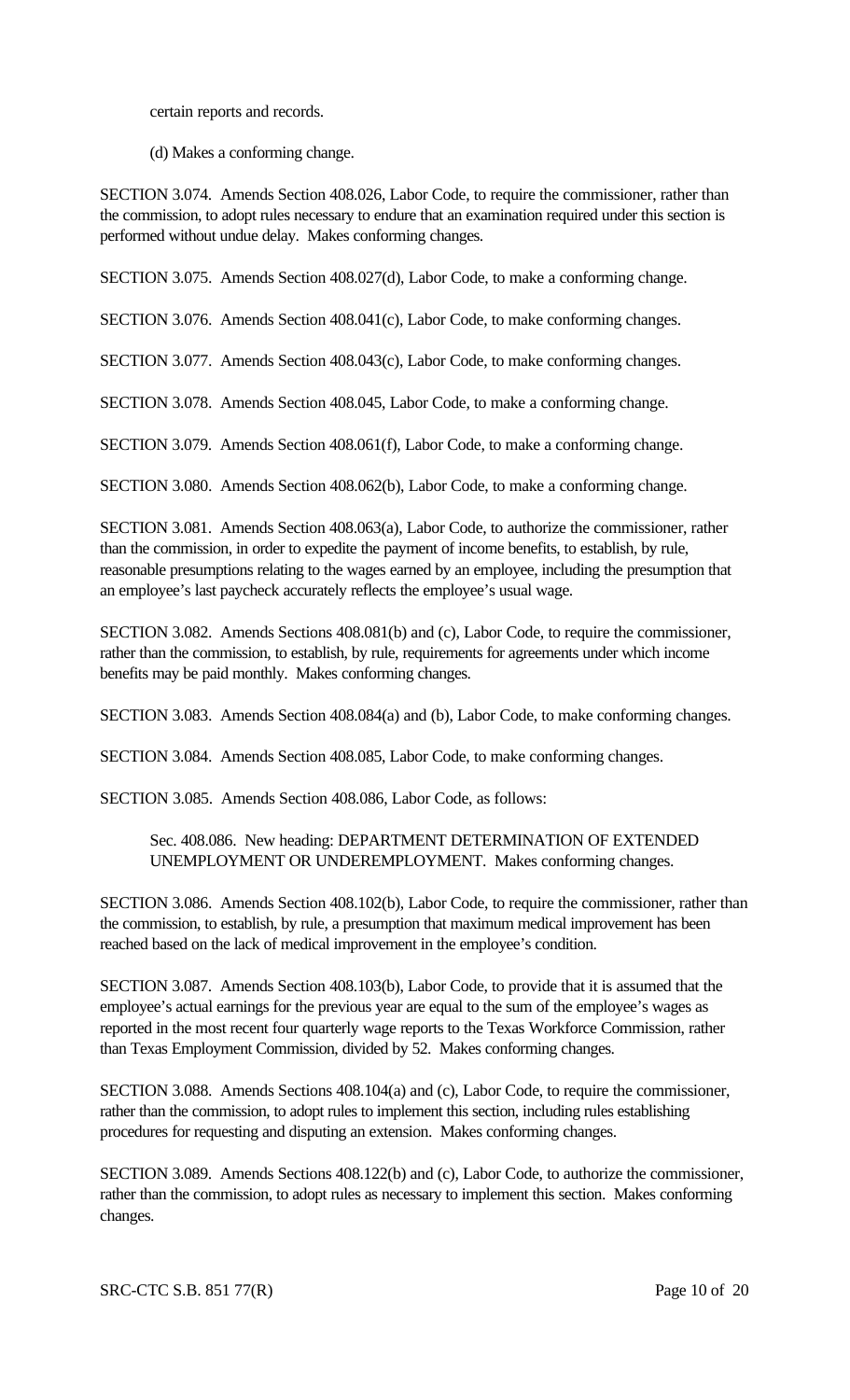certain reports and records.

(d) Makes a conforming change.

SECTION 3.074. Amends Section 408.026, Labor Code, to require the commissioner, rather than the commission, to adopt rules necessary to endure that an examination required under this section is performed without undue delay. Makes conforming changes.

SECTION 3.075. Amends Section 408.027(d), Labor Code, to make a conforming change.

SECTION 3.076. Amends Section 408.041(c), Labor Code, to make conforming changes.

SECTION 3.077. Amends Section 408.043(c), Labor Code, to make conforming changes.

SECTION 3.078. Amends Section 408.045, Labor Code, to make a conforming change.

SECTION 3.079. Amends Section 408.061(f), Labor Code, to make a conforming change.

SECTION 3.080. Amends Section 408.062(b), Labor Code, to make a conforming change.

SECTION 3.081. Amends Section 408.063(a), Labor Code, to authorize the commissioner, rather than the commission, in order to expedite the payment of income benefits, to establish, by rule, reasonable presumptions relating to the wages earned by an employee, including the presumption that an employee's last paycheck accurately reflects the employee's usual wage.

SECTION 3.082. Amends Sections 408.081(b) and (c), Labor Code, to require the commissioner, rather than the commission, to establish, by rule, requirements for agreements under which income benefits may be paid monthly. Makes conforming changes.

SECTION 3.083. Amends Section 408.084(a) and (b), Labor Code, to make conforming changes.

SECTION 3.084. Amends Section 408.085, Labor Code, to make conforming changes.

SECTION 3.085. Amends Section 408.086, Labor Code, as follows:

Sec. 408.086. New heading: DEPARTMENT DETERMINATION OF EXTENDED UNEMPLOYMENT OR UNDEREMPLOYMENT. Makes conforming changes.

SECTION 3.086. Amends Section 408.102(b), Labor Code, to require the commissioner, rather than the commission, to establish, by rule, a presumption that maximum medical improvement has been reached based on the lack of medical improvement in the employee's condition.

SECTION 3.087. Amends Section 408.103(b), Labor Code, to provide that it is assumed that the employee's actual earnings for the previous year are equal to the sum of the employee's wages as reported in the most recent four quarterly wage reports to the Texas Workforce Commission, rather than Texas Employment Commission, divided by 52. Makes conforming changes.

SECTION 3.088. Amends Sections 408.104(a) and (c), Labor Code, to require the commissioner, rather than the commission, to adopt rules to implement this section, including rules establishing procedures for requesting and disputing an extension. Makes conforming changes.

SECTION 3.089. Amends Sections 408.122(b) and (c), Labor Code, to authorize the commissioner, rather than the commission, to adopt rules as necessary to implement this section. Makes conforming changes.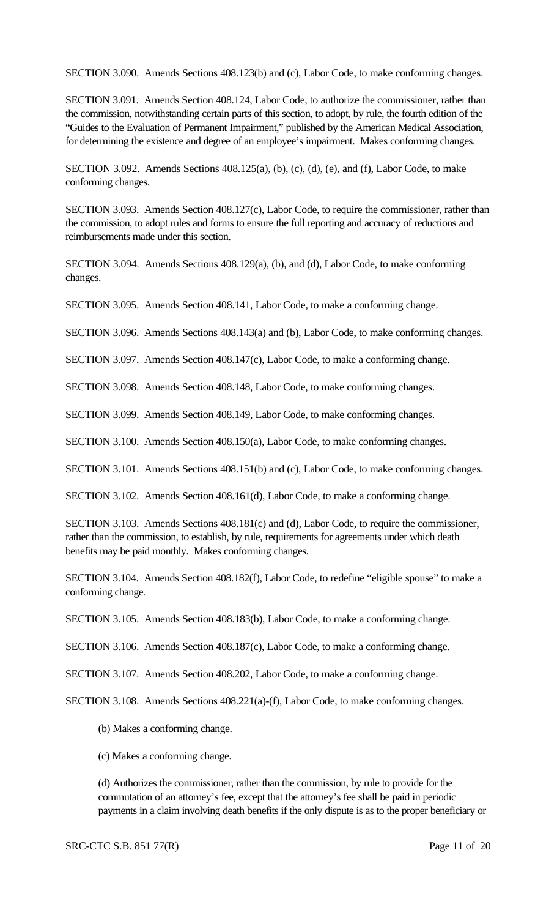SECTION 3.090. Amends Sections 408.123(b) and (c), Labor Code, to make conforming changes.

SECTION 3.091. Amends Section 408.124, Labor Code, to authorize the commissioner, rather than the commission, notwithstanding certain parts of this section, to adopt, by rule, the fourth edition of the "Guides to the Evaluation of Permanent Impairment," published by the American Medical Association, for determining the existence and degree of an employee's impairment. Makes conforming changes.

SECTION 3.092. Amends Sections 408.125(a), (b), (c), (d), (e), and (f), Labor Code, to make conforming changes.

SECTION 3.093. Amends Section 408.127(c), Labor Code, to require the commissioner, rather than the commission, to adopt rules and forms to ensure the full reporting and accuracy of reductions and reimbursements made under this section.

SECTION 3.094. Amends Sections 408.129(a), (b), and (d), Labor Code, to make conforming changes.

SECTION 3.095. Amends Section 408.141, Labor Code, to make a conforming change.

SECTION 3.096. Amends Sections 408.143(a) and (b), Labor Code, to make conforming changes.

SECTION 3.097. Amends Section 408.147(c), Labor Code, to make a conforming change.

SECTION 3.098. Amends Section 408.148, Labor Code, to make conforming changes.

SECTION 3.099. Amends Section 408.149, Labor Code, to make conforming changes.

SECTION 3.100. Amends Section 408.150(a), Labor Code, to make conforming changes.

SECTION 3.101. Amends Sections 408.151(b) and (c), Labor Code, to make conforming changes.

SECTION 3.102. Amends Section 408.161(d), Labor Code, to make a conforming change.

SECTION 3.103. Amends Sections 408.181(c) and (d), Labor Code, to require the commissioner, rather than the commission, to establish, by rule, requirements for agreements under which death benefits may be paid monthly. Makes conforming changes.

SECTION 3.104. Amends Section 408.182(f), Labor Code, to redefine "eligible spouse" to make a conforming change.

SECTION 3.105. Amends Section 408.183(b), Labor Code, to make a conforming change.

SECTION 3.106. Amends Section 408.187(c), Labor Code, to make a conforming change.

SECTION 3.107. Amends Section 408.202, Labor Code, to make a conforming change.

SECTION 3.108. Amends Sections 408.221(a)-(f), Labor Code, to make conforming changes.

(b) Makes a conforming change.

(c) Makes a conforming change.

(d) Authorizes the commissioner, rather than the commission, by rule to provide for the commutation of an attorney's fee, except that the attorney's fee shall be paid in periodic payments in a claim involving death benefits if the only dispute is as to the proper beneficiary or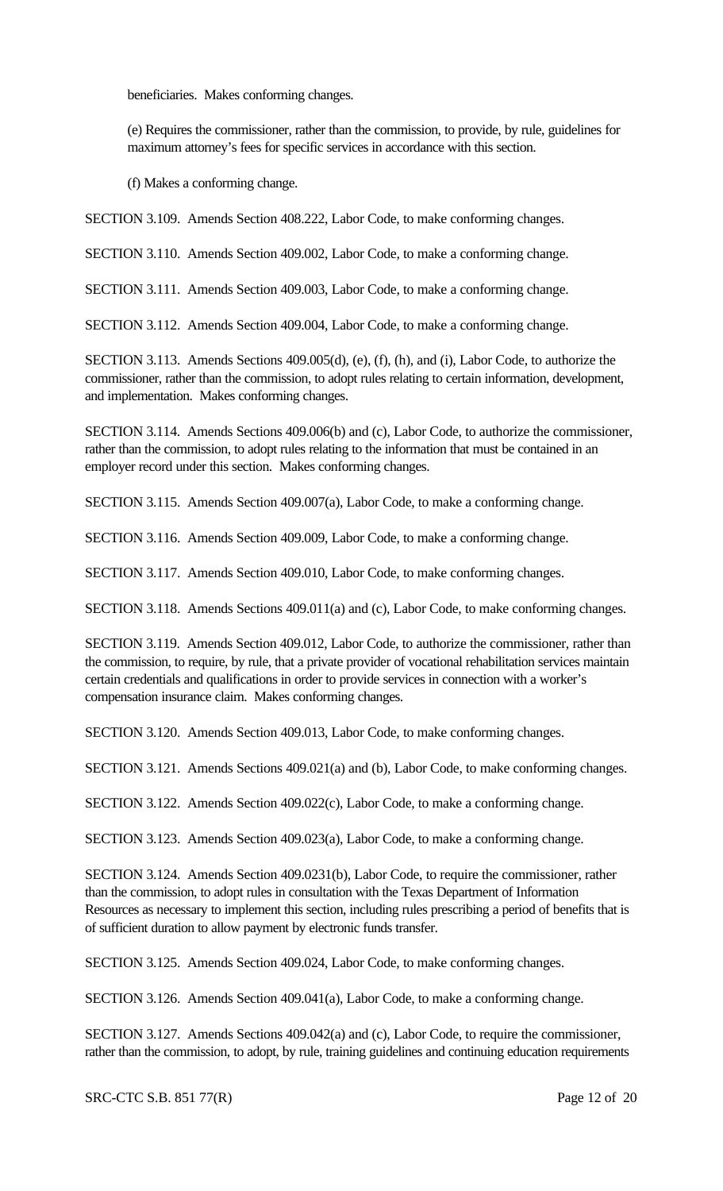beneficiaries. Makes conforming changes.

(e) Requires the commissioner, rather than the commission, to provide, by rule, guidelines for maximum attorney's fees for specific services in accordance with this section.

(f) Makes a conforming change.

SECTION 3.109. Amends Section 408.222, Labor Code, to make conforming changes.

SECTION 3.110. Amends Section 409.002, Labor Code, to make a conforming change.

SECTION 3.111. Amends Section 409.003, Labor Code, to make a conforming change.

SECTION 3.112. Amends Section 409.004, Labor Code, to make a conforming change.

SECTION 3.113. Amends Sections 409.005(d), (e), (f), (h), and (i), Labor Code, to authorize the commissioner, rather than the commission, to adopt rules relating to certain information, development, and implementation. Makes conforming changes.

SECTION 3.114. Amends Sections 409.006(b) and (c), Labor Code, to authorize the commissioner, rather than the commission, to adopt rules relating to the information that must be contained in an employer record under this section. Makes conforming changes.

SECTION 3.115. Amends Section 409.007(a), Labor Code, to make a conforming change.

SECTION 3.116. Amends Section 409.009, Labor Code, to make a conforming change.

SECTION 3.117. Amends Section 409.010, Labor Code, to make conforming changes.

SECTION 3.118. Amends Sections 409.011(a) and (c), Labor Code, to make conforming changes.

SECTION 3.119. Amends Section 409.012, Labor Code, to authorize the commissioner, rather than the commission, to require, by rule, that a private provider of vocational rehabilitation services maintain certain credentials and qualifications in order to provide services in connection with a worker's compensation insurance claim. Makes conforming changes.

SECTION 3.120. Amends Section 409.013, Labor Code, to make conforming changes.

SECTION 3.121. Amends Sections 409.021(a) and (b), Labor Code, to make conforming changes.

SECTION 3.122. Amends Section 409.022(c), Labor Code, to make a conforming change.

SECTION 3.123. Amends Section 409.023(a), Labor Code, to make a conforming change.

SECTION 3.124. Amends Section 409.0231(b), Labor Code, to require the commissioner, rather than the commission, to adopt rules in consultation with the Texas Department of Information Resources as necessary to implement this section, including rules prescribing a period of benefits that is of sufficient duration to allow payment by electronic funds transfer.

SECTION 3.125. Amends Section 409.024, Labor Code, to make conforming changes.

SECTION 3.126. Amends Section 409.041(a), Labor Code, to make a conforming change.

SECTION 3.127. Amends Sections 409.042(a) and (c), Labor Code, to require the commissioner, rather than the commission, to adopt, by rule, training guidelines and continuing education requirements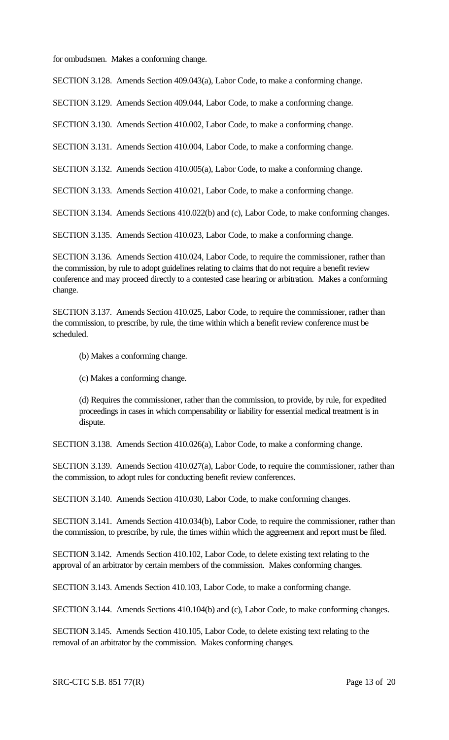for ombudsmen. Makes a conforming change.

SECTION 3.128. Amends Section 409.043(a), Labor Code, to make a conforming change.

SECTION 3.129. Amends Section 409.044, Labor Code, to make a conforming change.

SECTION 3.130. Amends Section 410.002, Labor Code, to make a conforming change.

SECTION 3.131. Amends Section 410.004, Labor Code, to make a conforming change.

SECTION 3.132. Amends Section 410.005(a), Labor Code, to make a conforming change.

SECTION 3.133. Amends Section 410.021, Labor Code, to make a conforming change.

SECTION 3.134. Amends Sections 410.022(b) and (c), Labor Code, to make conforming changes.

SECTION 3.135. Amends Section 410.023, Labor Code, to make a conforming change.

SECTION 3.136. Amends Section 410.024, Labor Code, to require the commissioner, rather than the commission, by rule to adopt guidelines relating to claims that do not require a benefit review conference and may proceed directly to a contested case hearing or arbitration. Makes a conforming change.

SECTION 3.137. Amends Section 410.025, Labor Code, to require the commissioner, rather than the commission, to prescribe, by rule, the time within which a benefit review conference must be scheduled.

(b) Makes a conforming change.

(c) Makes a conforming change.

(d) Requires the commissioner, rather than the commission, to provide, by rule, for expedited proceedings in cases in which compensability or liability for essential medical treatment is in dispute.

SECTION 3.138. Amends Section 410.026(a), Labor Code, to make a conforming change.

SECTION 3.139. Amends Section 410.027(a), Labor Code, to require the commissioner, rather than the commission, to adopt rules for conducting benefit review conferences.

SECTION 3.140. Amends Section 410.030, Labor Code, to make conforming changes.

SECTION 3.141. Amends Section 410.034(b), Labor Code, to require the commissioner, rather than the commission, to prescribe, by rule, the times within which the aggreement and report must be filed.

SECTION 3.142. Amends Section 410.102, Labor Code, to delete existing text relating to the approval of an arbitrator by certain members of the commission. Makes conforming changes.

SECTION 3.143. Amends Section 410.103, Labor Code, to make a conforming change.

SECTION 3.144. Amends Sections 410.104(b) and (c), Labor Code, to make conforming changes.

SECTION 3.145. Amends Section 410.105, Labor Code, to delete existing text relating to the removal of an arbitrator by the commission. Makes conforming changes.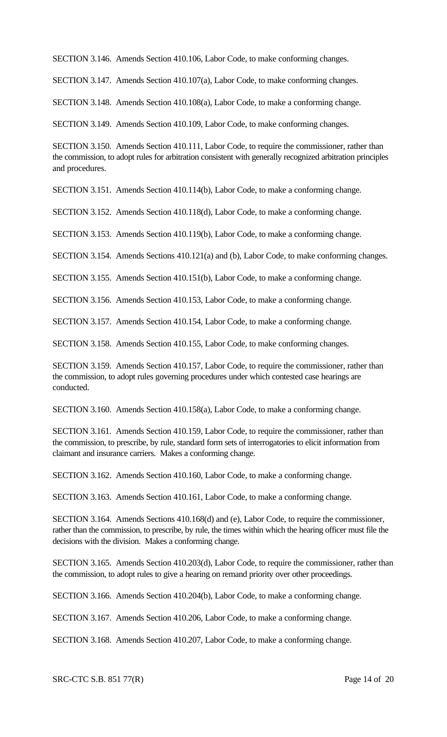SECTION 3.146. Amends Section 410.106, Labor Code, to make conforming changes.

SECTION 3.147. Amends Section 410.107(a), Labor Code, to make conforming changes.

SECTION 3.148. Amends Section 410.108(a), Labor Code, to make a conforming change.

SECTION 3.149. Amends Section 410.109, Labor Code, to make conforming changes.

SECTION 3.150. Amends Section 410.111, Labor Code, to require the commissioner, rather than the commission, to adopt rules for arbitration consistent with generally recognized arbitration principles and procedures.

SECTION 3.151. Amends Section 410.114(b), Labor Code, to make a conforming change.

SECTION 3.152. Amends Section 410.118(d), Labor Code, to make a conforming change.

SECTION 3.153. Amends Section 410.119(b), Labor Code, to make a conforming change.

SECTION 3.154. Amends Sections 410.121(a) and (b), Labor Code, to make conforming changes.

SECTION 3.155. Amends Section 410.151(b), Labor Code, to make a conforming change.

SECTION 3.156. Amends Section 410.153, Labor Code, to make a conforming change.

SECTION 3.157. Amends Section 410.154, Labor Code, to make a conforming change.

SECTION 3.158. Amends Section 410.155, Labor Code, to make conforming changes.

SECTION 3.159. Amends Section 410.157, Labor Code, to require the commissioner, rather than the commission, to adopt rules governing procedures under which contested case hearings are conducted.

SECTION 3.160. Amends Section 410.158(a), Labor Code, to make a conforming change.

SECTION 3.161. Amends Section 410.159, Labor Code, to require the commissioner, rather than the commission, to prescribe, by rule, standard form sets of interrogatories to elicit information from claimant and insurance carriers. Makes a conforming change.

SECTION 3.162. Amends Section 410.160, Labor Code, to make a conforming change.

SECTION 3.163. Amends Section 410.161, Labor Code, to make a conforming change.

SECTION 3.164. Amends Sections 410.168(d) and (e), Labor Code, to require the commissioner, rather than the commission, to prescribe, by rule, the times within which the hearing officer must file the decisions with the division. Makes a conforming change.

SECTION 3.165. Amends Section 410.203(d), Labor Code, to require the commissioner, rather than the commission, to adopt rules to give a hearing on remand priority over other proceedings.

SECTION 3.166. Amends Section 410.204(b), Labor Code, to make a conforming change.

SECTION 3.167. Amends Section 410.206, Labor Code, to make a conforming change.

SECTION 3.168. Amends Section 410.207, Labor Code, to make a conforming change.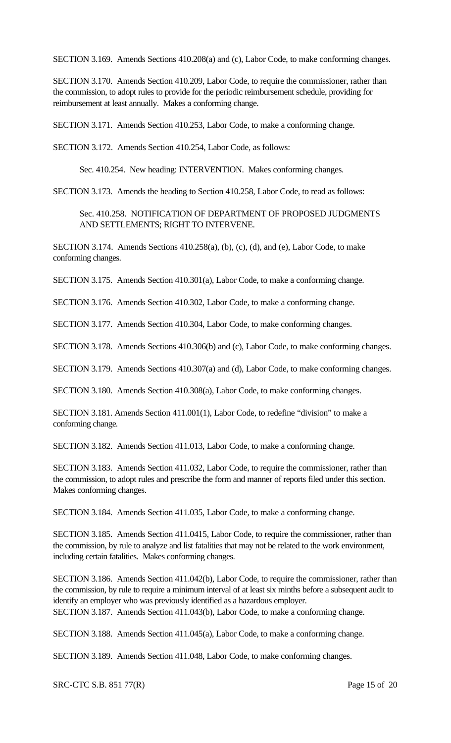SECTION 3.169. Amends Sections 410.208(a) and (c), Labor Code, to make conforming changes.

SECTION 3.170. Amends Section 410.209, Labor Code, to require the commissioner, rather than the commission, to adopt rules to provide for the periodic reimbursement schedule, providing for reimbursement at least annually. Makes a conforming change.

SECTION 3.171. Amends Section 410.253, Labor Code, to make a conforming change.

SECTION 3.172. Amends Section 410.254, Labor Code, as follows:

> Sec. 410.254. New heading: INTERVENTION. Makes conforming changes.

SECTION 3.173. Amends the heading to Section 410.258, Labor Code, to read as follows:

> Sec. 410.258. NOTIFICATION OF DEPARTMENT OF PROPOSED JUDGMENTS AND SETTLEMENTS; RIGHT TO INTERVENE.

SECTION 3.174. Amends Sections 410.258(a), (b), (c), (d), and (e), Labor Code, to make conforming changes.

SECTION 3.175. Amends Section 410.301(a), Labor Code, to make a conforming change.

SECTION 3.176. Amends Section 410.302, Labor Code, to make a conforming change.

SECTION 3.177. Amends Section 410.304, Labor Code, to make conforming changes.

SECTION 3.178. Amends Sections 410.306(b) and (c), Labor Code, to make conforming changes.

SECTION 3.179. Amends Sections 410.307(a) and (d), Labor Code, to make conforming changes.

SECTION 3.180. Amends Section 410.308(a), Labor Code, to make conforming changes.

SECTION 3.181. Amends Section 411.001(1), Labor Code, to redefine "division" to make a conforming change.

SECTION 3.182. Amends Section 411.013, Labor Code, to make a conforming change.

SECTION 3.183. Amends Section 411.032, Labor Code, to require the commissioner, rather than the commission, to adopt rules and prescribe the form and manner of reports filed under this section. Makes conforming changes.

SECTION 3.184. Amends Section 411.035, Labor Code, to make a conforming change.

SECTION 3.185. Amends Section 411.0415, Labor Code, to require the commissioner, rather than the commission, by rule to analyze and list fatalities that may not be related to the work environment, including certain fatalities. Makes conforming changes.

SECTION 3.186. Amends Section 411.042(b), Labor Code, to require the commissioner, rather than the commission, by rule to require a minimum interval of at least six minths before a subsequent audit to identify an employer who was previously identified as a hazardous employer.

SECTION 3.187. Amends Section 411.043(b), Labor Code, to make a conforming change.

SECTION 3.188. Amends Section 411.045(a), Labor Code, to make a conforming change.

SECTION 3.189. Amends Section 411.048, Labor Code, to make conforming changes.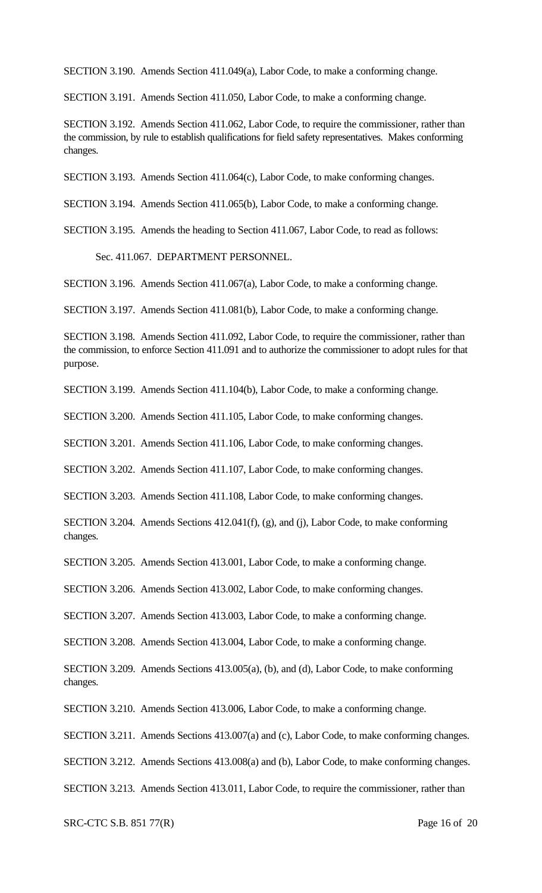SECTION 3.190. Amends Section 411.049(a), Labor Code, to make a conforming change.

SECTION 3.191. Amends Section 411.050, Labor Code, to make a conforming change.

SECTION 3.192. Amends Section 411.062, Labor Code, to require the commissioner, rather than the commission, by rule to establish qualifications for field safety representatives. Makes conforming changes.

SECTION 3.193. Amends Section 411.064(c), Labor Code, to make conforming changes.

SECTION 3.194. Amends Section 411.065(b), Labor Code, to make a conforming change.

SECTION 3.195. Amends the heading to Section 411.067, Labor Code, to read as follows:

Sec. 411.067. DEPARTMENT PERSONNEL.

SECTION 3.196. Amends Section 411.067(a), Labor Code, to make a conforming change.

SECTION 3.197. Amends Section 411.081(b), Labor Code, to make a conforming change.

SECTION 3.198. Amends Section 411.092, Labor Code, to require the commissioner, rather than the commission, to enforce Section 411.091 and to authorize the commissioner to adopt rules for that purpose.

SECTION 3.199. Amends Section 411.104(b), Labor Code, to make a conforming change.

SECTION 3.200. Amends Section 411.105, Labor Code, to make conforming changes.

SECTION 3.201. Amends Section 411.106, Labor Code, to make conforming changes.

SECTION 3.202. Amends Section 411.107, Labor Code, to make conforming changes.

SECTION 3.203. Amends Section 411.108, Labor Code, to make conforming changes.

SECTION 3.204. Amends Sections 412.041(f), (g), and (j), Labor Code, to make conforming changes.

SECTION 3.205. Amends Section 413.001, Labor Code, to make a conforming change.

SECTION 3.206. Amends Section 413.002, Labor Code, to make conforming changes.

SECTION 3.207. Amends Section 413.003, Labor Code, to make a conforming change.

SECTION 3.208. Amends Section 413.004, Labor Code, to make a conforming change.

SECTION 3.209. Amends Sections 413.005(a), (b), and (d), Labor Code, to make conforming changes.

SECTION 3.210. Amends Section 413.006, Labor Code, to make a conforming change.

SECTION 3.211. Amends Sections 413.007(a) and (c), Labor Code, to make conforming changes.

SECTION 3.212. Amends Sections 413.008(a) and (b), Labor Code, to make conforming changes.

SECTION 3.213. Amends Section 413.011, Labor Code, to require the commissioner, rather than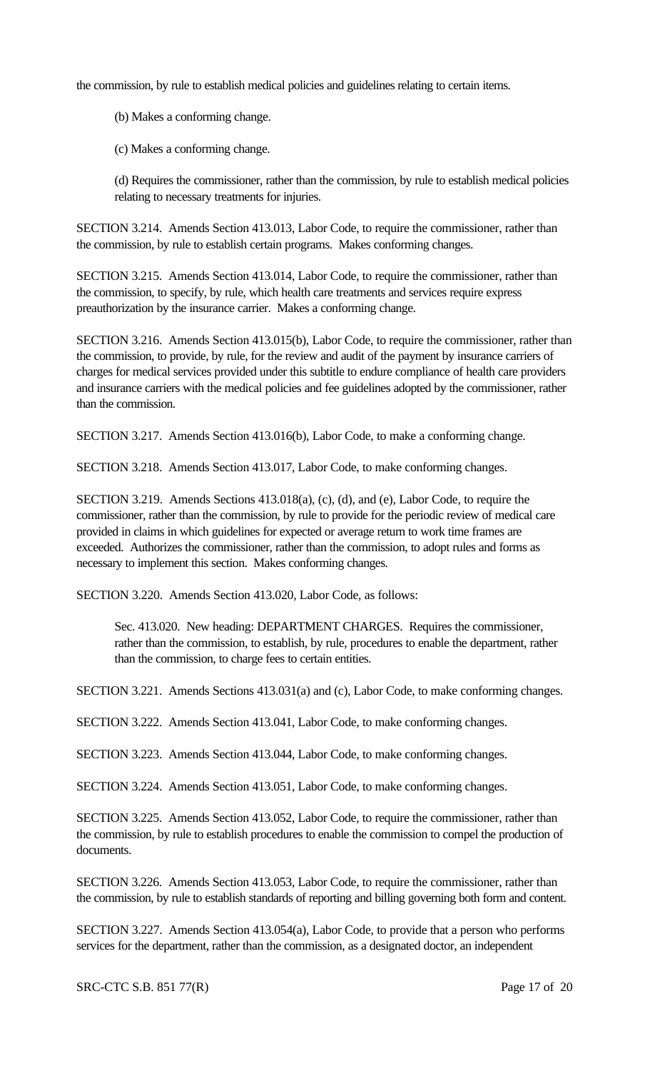the commission, by rule to establish medical policies and guidelines relating to certain items.

(b) Makes a conforming change.

(c) Makes a conforming change.

(d) Requires the commissioner, rather than the commission, by rule to establish medical policies relating to necessary treatments for injuries.

SECTION 3.214. Amends Section 413.013, Labor Code, to require the commissioner, rather than the commission, by rule to establish certain programs. Makes conforming changes.

SECTION 3.215. Amends Section 413.014, Labor Code, to require the commissioner, rather than the commission, to specify, by rule, which health care treatments and services require express preauthorization by the insurance carrier. Makes a conforming change.

SECTION 3.216. Amends Section 413.015(b), Labor Code, to require the commissioner, rather than the commission, to provide, by rule, for the review and audit of the payment by insurance carriers of charges for medical services provided under this subtitle to endure compliance of health care providers and insurance carriers with the medical policies and fee guidelines adopted by the commissioner, rather than the commission.

SECTION 3.217. Amends Section 413.016(b), Labor Code, to make a conforming change.

SECTION 3.218. Amends Section 413.017, Labor Code, to make conforming changes.

SECTION 3.219. Amends Sections 413.018(a), (c), (d), and (e), Labor Code, to require the commissioner, rather than the commission, by rule to provide for the periodic review of medical care provided in claims in which guidelines for expected or average return to work time frames are exceeded. Authorizes the commissioner, rather than the commission, to adopt rules and forms as necessary to implement this section. Makes conforming changes.

SECTION 3.220. Amends Section 413.020, Labor Code, as follows:

Sec. 413.020. New heading: DEPARTMENT CHARGES. Requires the commissioner, rather than the commission, to establish, by rule, procedures to enable the department, rather than the commission, to charge fees to certain entities.

SECTION 3.221. Amends Sections 413.031(a) and (c), Labor Code, to make conforming changes.

SECTION 3.222. Amends Section 413.041, Labor Code, to make conforming changes.

SECTION 3.223. Amends Section 413.044, Labor Code, to make conforming changes.

SECTION 3.224. Amends Section 413.051, Labor Code, to make conforming changes.

SECTION 3.225. Amends Section 413.052, Labor Code, to require the commissioner, rather than the commission, by rule to establish procedures to enable the commission to compel the production of documents.

SECTION 3.226. Amends Section 413.053, Labor Code, to require the commissioner, rather than the commission, by rule to establish standards of reporting and billing governing both form and content.

SECTION 3.227. Amends Section 413.054(a), Labor Code, to provide that a person who performs services for the department, rather than the commission, as a designated doctor, an independent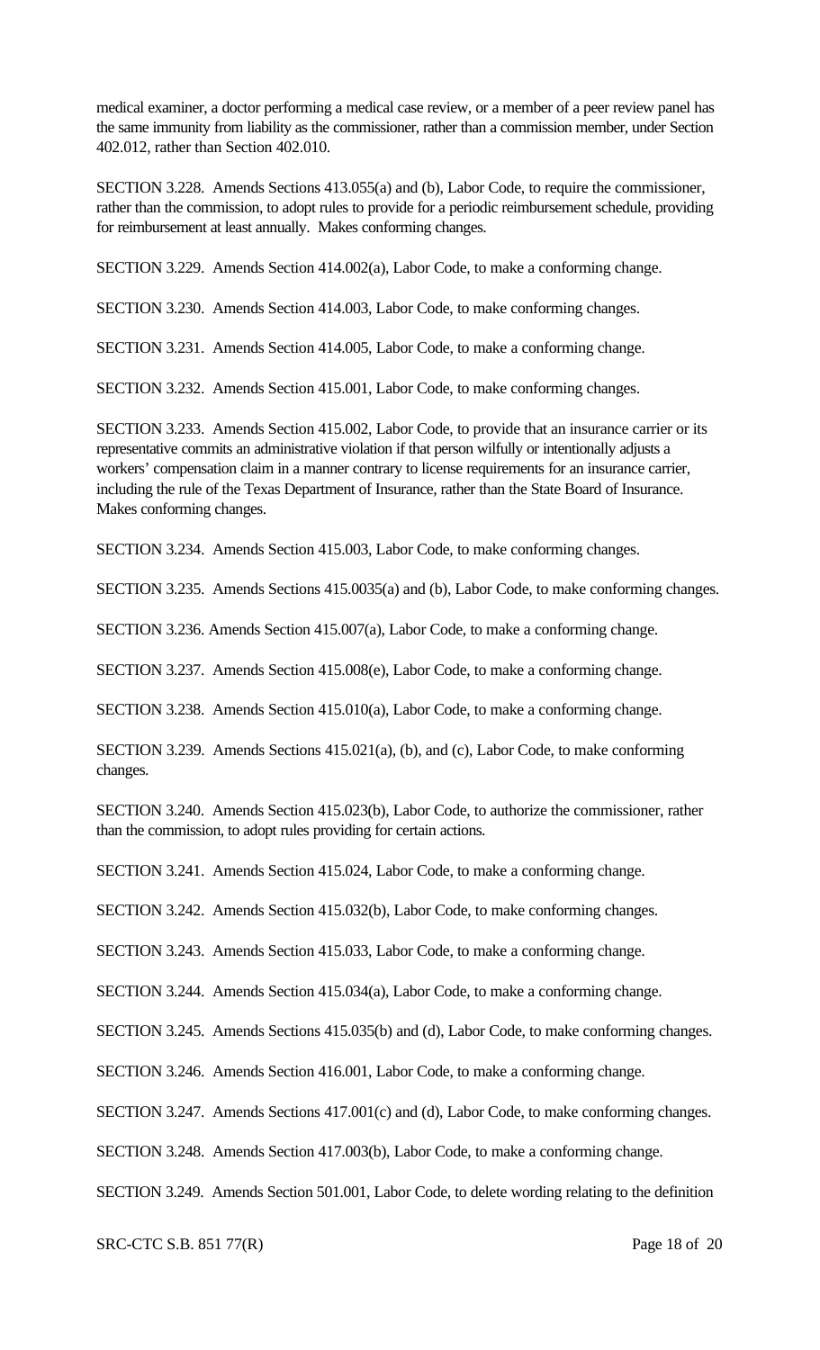medical examiner, a doctor performing a medical case review, or a member of a peer review panel has the same immunity from liability as the commissioner, rather than a commission member, under Section 402.012, rather than Section 402.010.

SECTION 3.228. Amends Sections 413.055(a) and (b), Labor Code, to require the commissioner, rather than the commission, to adopt rules to provide for a periodic reimbursement schedule, providing for reimbursement at least annually. Makes conforming changes.

SECTION 3.229. Amends Section 414.002(a), Labor Code, to make a conforming change.

SECTION 3.230. Amends Section 414.003, Labor Code, to make conforming changes.

SECTION 3.231. Amends Section 414.005, Labor Code, to make a conforming change.

SECTION 3.232. Amends Section 415.001, Labor Code, to make conforming changes.

SECTION 3.233. Amends Section 415.002, Labor Code, to provide that an insurance carrier or its representative commits an administrative violation if that person wilfully or intentionally adjusts a workers' compensation claim in a manner contrary to license requirements for an insurance carrier, including the rule of the Texas Department of Insurance, rather than the State Board of Insurance. Makes conforming changes.

SECTION 3.234. Amends Section 415.003, Labor Code, to make conforming changes.

SECTION 3.235. Amends Sections 415.0035(a) and (b), Labor Code, to make conforming changes.

SECTION 3.236. Amends Section 415.007(a), Labor Code, to make a conforming change.

SECTION 3.237. Amends Section 415.008(e), Labor Code, to make a conforming change.

SECTION 3.238. Amends Section 415.010(a), Labor Code, to make a conforming change.

SECTION 3.239. Amends Sections 415.021(a), (b), and (c), Labor Code, to make conforming changes.

SECTION 3.240. Amends Section 415.023(b), Labor Code, to authorize the commissioner, rather than the commission, to adopt rules providing for certain actions.

SECTION 3.241. Amends Section 415.024, Labor Code, to make a conforming change.

SECTION 3.242. Amends Section 415.032(b), Labor Code, to make conforming changes.

SECTION 3.243. Amends Section 415.033, Labor Code, to make a conforming change.

SECTION 3.244. Amends Section 415.034(a), Labor Code, to make a conforming change.

SECTION 3.245. Amends Sections 415.035(b) and (d), Labor Code, to make conforming changes.

SECTION 3.246. Amends Section 416.001, Labor Code, to make a conforming change.

SECTION 3.247. Amends Sections 417.001(c) and (d), Labor Code, to make conforming changes.

SECTION 3.248. Amends Section 417.003(b), Labor Code, to make a conforming change.

SECTION 3.249. Amends Section 501.001, Labor Code, to delete wording relating to the definition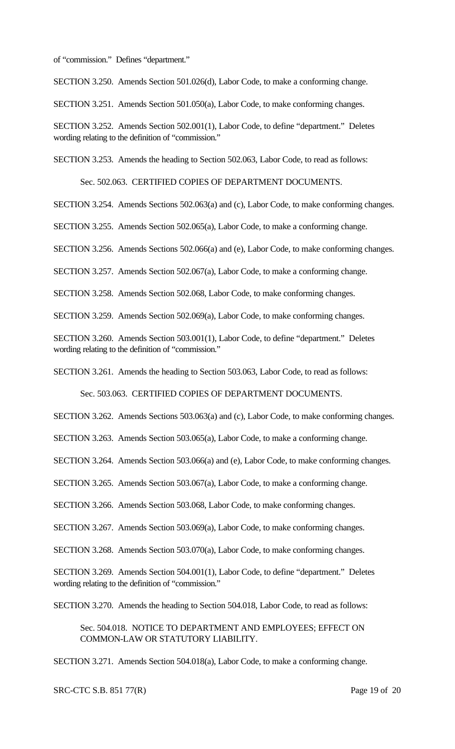of "commission." Defines "department."

SECTION 3.250. Amends Section 501.026(d), Labor Code, to make a conforming change.

SECTION 3.251. Amends Section 501.050(a), Labor Code, to make conforming changes.

SECTION 3.252. Amends Section 502.001(1), Labor Code, to define "department." Deletes wording relating to the definition of "commission."

SECTION 3.253. Amends the heading to Section 502.063, Labor Code, to read as follows:

> Sec. 502.063. CERTIFIED COPIES OF DEPARTMENT DOCUMENTS.

SECTION 3.254. Amends Sections 502.063(a) and (c), Labor Code, to make conforming changes.

SECTION 3.255. Amends Section 502.065(a), Labor Code, to make a conforming change.

SECTION 3.256. Amends Sections 502.066(a) and (e), Labor Code, to make conforming changes.

SECTION 3.257. Amends Section 502.067(a), Labor Code, to make a conforming change.

SECTION 3.258. Amends Section 502.068, Labor Code, to make conforming changes.

SECTION 3.259. Amends Section 502.069(a), Labor Code, to make conforming changes.

SECTION 3.260. Amends Section 503.001(1), Labor Code, to define "department." Deletes wording relating to the definition of "commission."

SECTION 3.261. Amends the heading to Section 503.063, Labor Code, to read as follows:

> Sec. 503.063. CERTIFIED COPIES OF DEPARTMENT DOCUMENTS.

SECTION 3.262. Amends Sections 503.063(a) and (c), Labor Code, to make conforming changes.

SECTION 3.263. Amends Section 503.065(a), Labor Code, to make a conforming change.

SECTION 3.264. Amends Section 503.066(a) and (e), Labor Code, to make conforming changes.

SECTION 3.265. Amends Section 503.067(a), Labor Code, to make a conforming change.

SECTION 3.266. Amends Section 503.068, Labor Code, to make conforming changes.

SECTION 3.267. Amends Section 503.069(a), Labor Code, to make conforming changes.

SECTION 3.268. Amends Section 503.070(a), Labor Code, to make conforming changes.

SECTION 3.269. Amends Section 504.001(1), Labor Code, to define "department." Deletes wording relating to the definition of "commission."

SECTION 3.270. Amends the heading to Section 504.018, Labor Code, to read as follows:

> Sec. 504.018. NOTICE TO DEPARTMENT AND EMPLOYEES; EFFECT ON COMMON-LAW OR STATUTORY LIABILITY.

SECTION 3.271. Amends Section 504.018(a), Labor Code, to make a conforming change.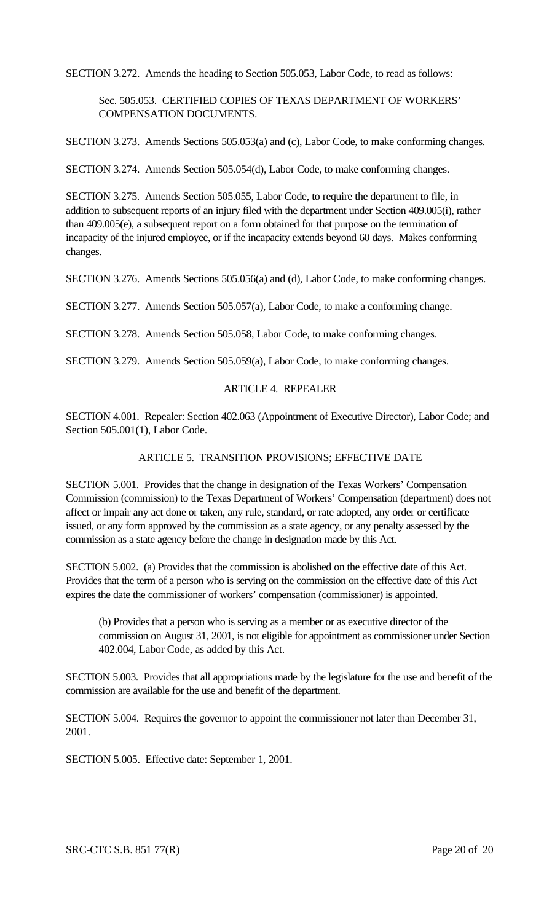SECTION 3.272. Amends the heading to Section 505.053, Labor Code, to read as follows:

> Sec. 505.053. CERTIFIED COPIES OF TEXAS DEPARTMENT OF WORKERS' COMPENSATION DOCUMENTS.

SECTION 3.273. Amends Sections 505.053(a) and (c), Labor Code, to make conforming changes.

SECTION 3.274. Amends Section 505.054(d), Labor Code, to make conforming changes.

SECTION 3.275. Amends Section 505.055, Labor Code, to require the department to file, in addition to subsequent reports of an injury filed with the department under Section 409.005(i), rather than 409.005(e), a subsequent report on a form obtained for that purpose on the termination of incapacity of the injured employee, or if the incapacity extends beyond 60 days. Makes conforming changes.

SECTION 3.276. Amends Sections 505.056(a) and (d), Labor Code, to make conforming changes.

SECTION 3.277. Amends Section 505.057(a), Labor Code, to make a conforming change.

SECTION 3.278. Amends Section 505.058, Labor Code, to make conforming changes.

SECTION 3.279. Amends Section 505.059(a), Labor Code, to make conforming changes.

## ARTICLE 4. REPEALER

SECTION 4.001. Repealer: Section 402.063 (Appointment of Executive Director), Labor Code; and Section 505.001(1), Labor Code.

## ARTICLE 5. TRANSITION PROVISIONS; EFFECTIVE DATE

SECTION 5.001. Provides that the change in designation of the Texas Workers' Compensation Commission (commission) to the Texas Department of Workers' Compensation (department) does not affect or impair any act done or taken, any rule, standard, or rate adopted, any order or certificate issued, or any form approved by the commission as a state agency, or any penalty assessed by the commission as a state agency before the change in designation made by this Act.

SECTION 5.002. (a) Provides that the commission is abolished on the effective date of this Act. Provides that the term of a person who is serving on the commission on the effective date of this Act expires the date the commissioner of workers' compensation (commissioner) is appointed.

> (b) Provides that a person who is serving as a member or as executive director of the commission on August 31, 2001, is not eligible for appointment as commissioner under Section 402.004, Labor Code, as added by this Act.

SECTION 5.003. Provides that all appropriations made by the legislature for the use and benefit of the commission are available for the use and benefit of the department.

SECTION 5.004. Requires the governor to appoint the commissioner not later than December 31, 2001.

SECTION 5.005. Effective date: September 1, 2001.